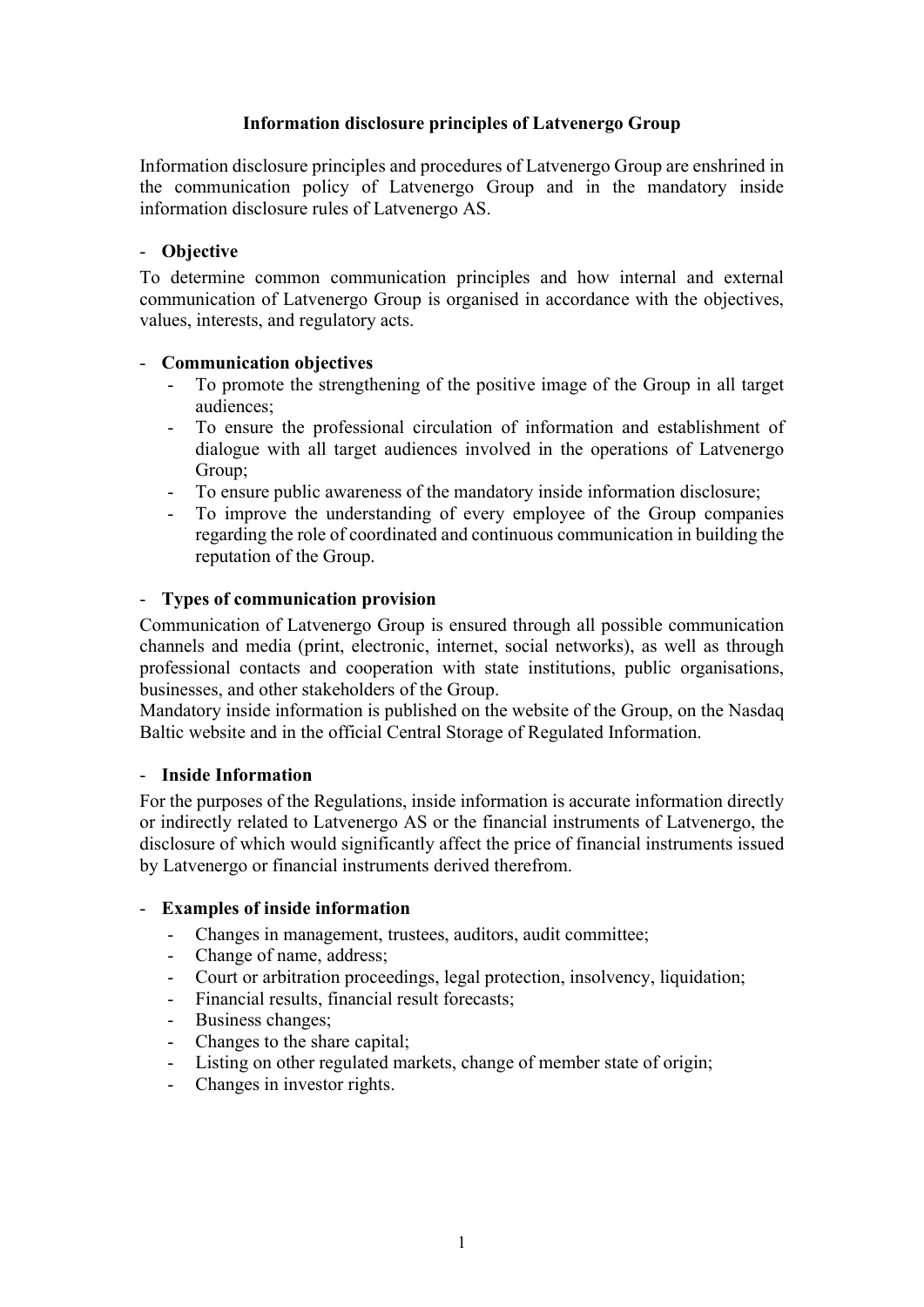# Information disclosure principles of Latvenergo Group

Information disclosure principles and procedures of Latvenergo Group are enshrined in the communication policy of Latvenergo Group and in the mandatory inside information disclosure rules of Latvenergo AS.

- **Objective**

To determine common communication principles and how internal and external communication of Latvenergo Group is organised in accordance with the objectives, values, interests, and regulatory acts.

- **Communication objectives**
  - To promote the strengthening of the positive image of the Group in all target audiences;
  - To ensure the professional circulation of information and establishment of dialogue with all target audiences involved in the operations of Latvenergo Group;
  - To ensure public awareness of the mandatory inside information disclosure;
  - To improve the understanding of every employee of the Group companies regarding the role of coordinated and continuous communication in building the reputation of the Group.

- **Types of communication provision**

Communication of Latvenergo Group is ensured through all possible communication channels and media (print, electronic, internet, social networks), as well as through professional contacts and cooperation with state institutions, public organisations, businesses, and other stakeholders of the Group.

Mandatory inside information is published on the website of the Group, on the Nasdaq Baltic website and in the official Central Storage of Regulated Information.

- **Inside Information**

For the purposes of the Regulations, inside information is accurate information directly or indirectly related to Latvenergo AS or the financial instruments of Latvenergo, the disclosure of which would significantly affect the price of financial instruments issued by Latvenergo or financial instruments derived therefrom.

- **Examples of inside information**
  - Changes in management, trustees, auditors, audit committee;
  - Change of name, address;
  - Court or arbitration proceedings, legal protection, insolvency, liquidation;
  - Financial results, financial result forecasts;
  - Business changes;
  - Changes to the share capital;
  - Listing on other regulated markets, change of member state of origin;
  - Changes in investor rights.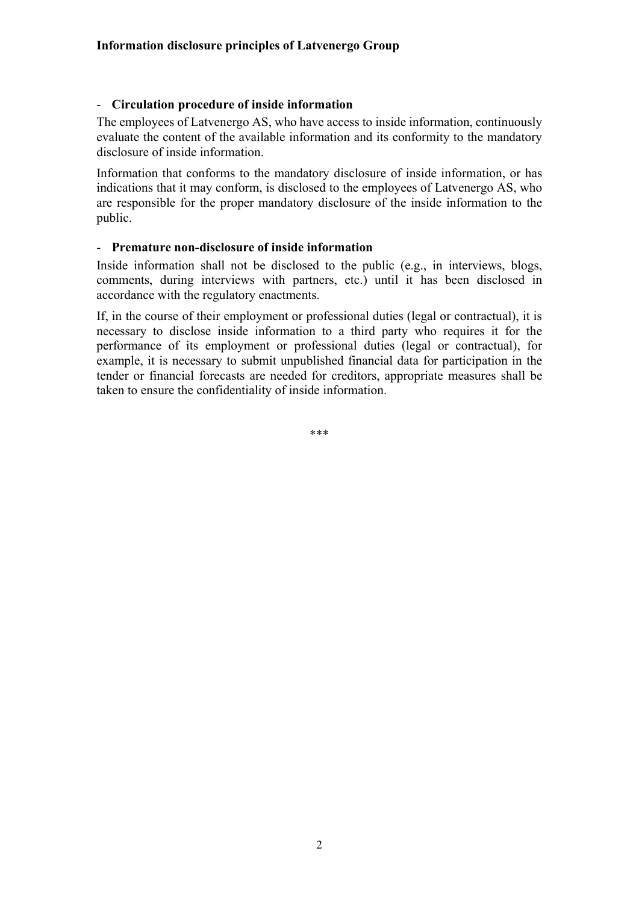- **Circulation procedure of inside information**

The employees of Latvenergo AS, who have access to inside information, continuously evaluate the content of the available information and its conformity to the mandatory disclosure of inside information.

Information that conforms to the mandatory disclosure of inside information, or has indications that it may conform, is disclosed to the employees of Latvenergo AS, who are responsible for the proper mandatory disclosure of the inside information to the public.

- **Premature non-disclosure of inside information**

Inside information shall not be disclosed to the public (e.g., in interviews, blogs, comments, during interviews with partners, etc.) until it has been disclosed in accordance with the regulatory enactments.

If, in the course of their employment or professional duties (legal or contractual), it is necessary to disclose inside information to a third party who requires it for the performance of its employment or professional duties (legal or contractual), for example, it is necessary to submit unpublished financial data for participation in the tender or financial forecasts are needed for creditors, appropriate measures shall be taken to ensure the confidentiality of inside information.

***